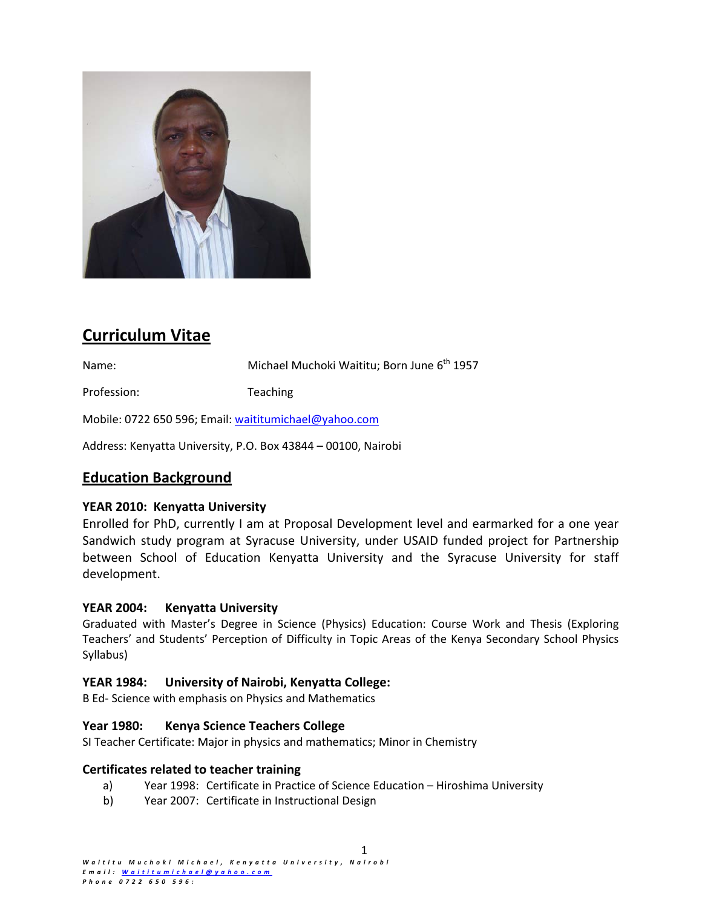## Curriculum Vitae

Name: Michael Muchoki Waititu; Born June 6th 1957

Profession: Teaching

Mobile: 0722 650 596; Email: waititumichael@yahoo.com

Address: Kenyatta University, P.O. Box 43844 – 00100, Nairobi

## Education Background

**YEAR 2010: Kenyatta University**

Enrolled for PhD, currently I am at Proposal Development level and earmarked for a one year Sandwich study program at Syracuse University, under USAID funded project for Partnership between School of Education Kenyatta University and the Syracuse University for staff development.

**YEAR 2004: Kenyatta University**

Graduated with Master's Degree in Science (Physics) Education: Course Work and Thesis (Exploring Teachers' and Students' Perception of Difficulty in Topic Areas of the Kenya Secondary School Physics Syllabus)

**YEAR 1984: University of Nairobi, Kenyatta College:**

B Ed- Science with emphasis on Physics and Mathematics

**Year 1980: Kenya Science Teachers College**

SI Teacher Certificate: Major in physics and mathematics; Minor in Chemistry

**Certificates related to teacher training**

a) Year 1998: Certificate in Practice of Science Education – Hiroshima University
b) Year 2007: Certificate in Instructional Design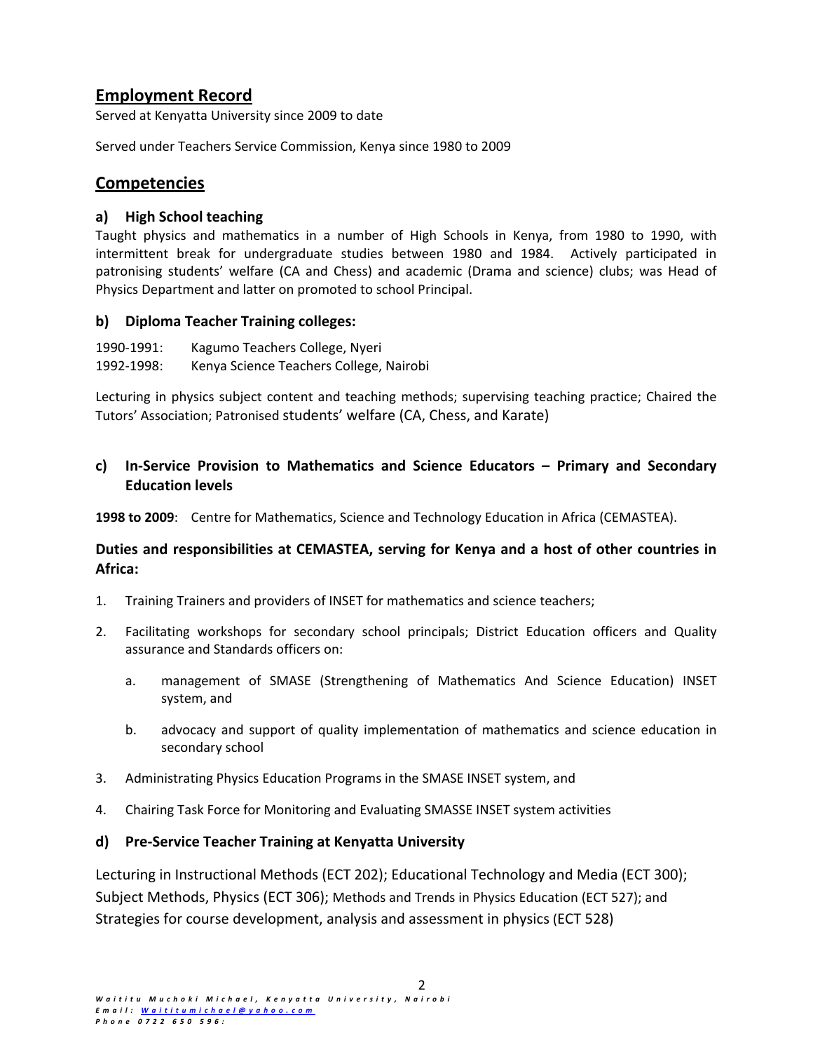## Employment Record

Served at Kenyatta University since 2009 to date

Served under Teachers Service Commission, Kenya since 1980 to 2009

## Competencies

### a) High School teaching

Taught physics and mathematics in a number of High Schools in Kenya, from 1980 to 1990, with intermittent break for undergraduate studies between 1980 and 1984. Actively participated in patronising students' welfare (CA and Chess) and academic (Drama and science) clubs; was Head of Physics Department and latter on promoted to school Principal.

### b) Diploma Teacher Training colleges:

1990-1991: Kagumo Teachers College, Nyeri
1992-1998: Kenya Science Teachers College, Nairobi

Lecturing in physics subject content and teaching methods; supervising teaching practice; Chaired the Tutors' Association; Patronised students' welfare (CA, Chess, and Karate)

### c) In-Service Provision to Mathematics and Science Educators – Primary and Secondary Education levels

**1998 to 2009**: Centre for Mathematics, Science and Technology Education in Africa (CEMASTEA).

**Duties and responsibilities at CEMASTEA, serving for Kenya and a host of other countries in Africa:**

1. Training Trainers and providers of INSET for mathematics and science teachers;
2. Facilitating workshops for secondary school principals; District Education officers and Quality assurance and Standards officers on:
   a. management of SMASE (Strengthening of Mathematics And Science Education) INSET system, and
   b. advocacy and support of quality implementation of mathematics and science education in secondary school
3. Administrating Physics Education Programs in the SMASE INSET system, and
4. Chairing Task Force for Monitoring and Evaluating SMASSE INSET system activities

### d) Pre-Service Teacher Training at Kenyatta University

Lecturing in Instructional Methods (ECT 202); Educational Technology and Media (ECT 300); Subject Methods, Physics (ECT 306); Methods and Trends in Physics Education (ECT 527); and Strategies for course development, analysis and assessment in physics (ECT 528)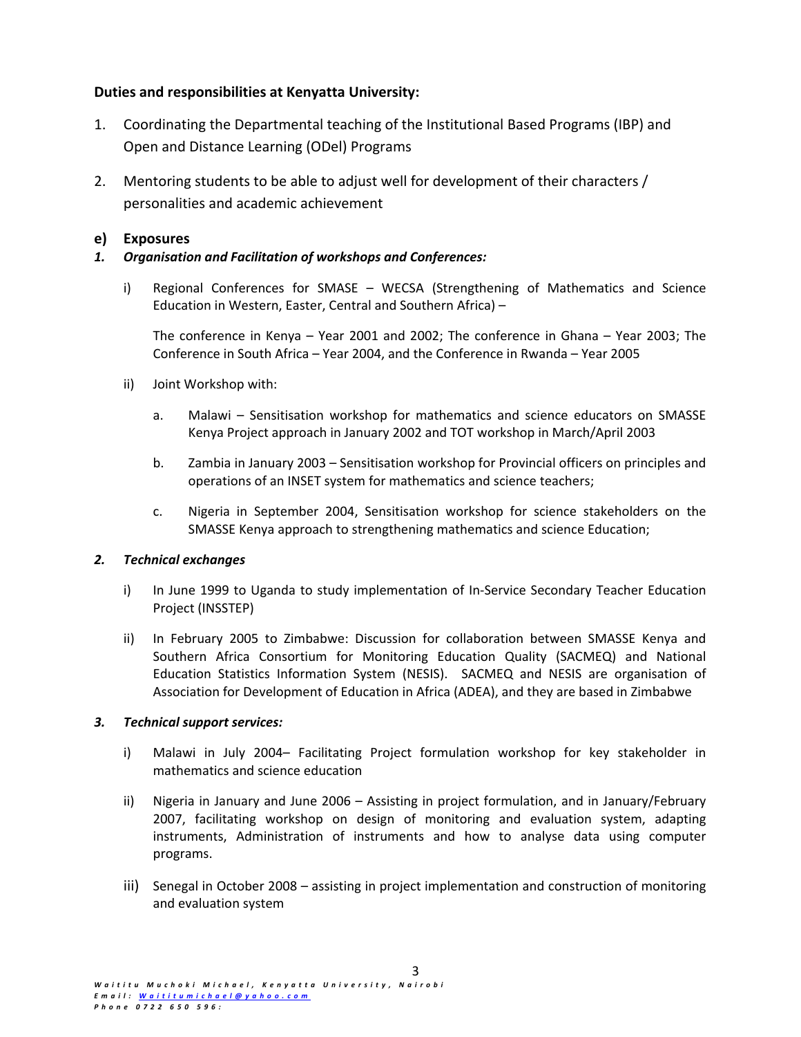**Duties and responsibilities at Kenyatta University:**

1. Coordinating the Departmental teaching of the Institutional Based Programs (IBP) and Open and Distance Learning (ODel) Programs

2. Mentoring students to be able to adjust well for development of their characters / personalities and academic achievement

**e) Exposures**

***1. Organisation and Facilitation of workshops and Conferences:***

i) Regional Conferences for SMASE – WECSA (Strengthening of Mathematics and Science Education in Western, Easter, Central and Southern Africa) –

The conference in Kenya – Year 2001 and 2002; The conference in Ghana – Year 2003; The Conference in South Africa – Year 2004, and the Conference in Rwanda – Year 2005

ii) Joint Workshop with:

a. Malawi – Sensitisation workshop for mathematics and science educators on SMASSE Kenya Project approach in January 2002 and TOT workshop in March/April 2003

b. Zambia in January 2003 – Sensitisation workshop for Provincial officers on principles and operations of an INSET system for mathematics and science teachers;

c. Nigeria in September 2004, Sensitisation workshop for science stakeholders on the SMASSE Kenya approach to strengthening mathematics and science Education;

***2. Technical exchanges***

i) In June 1999 to Uganda to study implementation of In-Service Secondary Teacher Education Project (INSSTEP)

ii) In February 2005 to Zimbabwe: Discussion for collaboration between SMASSE Kenya and Southern Africa Consortium for Monitoring Education Quality (SACMEQ) and National Education Statistics Information System (NESIS). SACMEQ and NESIS are organisation of Association for Development of Education in Africa (ADEA), and they are based in Zimbabwe

***3. Technical support services:***

i) Malawi in July 2004– Facilitating Project formulation workshop for key stakeholder in mathematics and science education

ii) Nigeria in January and June 2006 – Assisting in project formulation, and in January/February 2007, facilitating workshop on design of monitoring and evaluation system, adapting instruments, Administration of instruments and how to analyse data using computer programs.

iii) Senegal in October 2008 – assisting in project implementation and construction of monitoring and evaluation system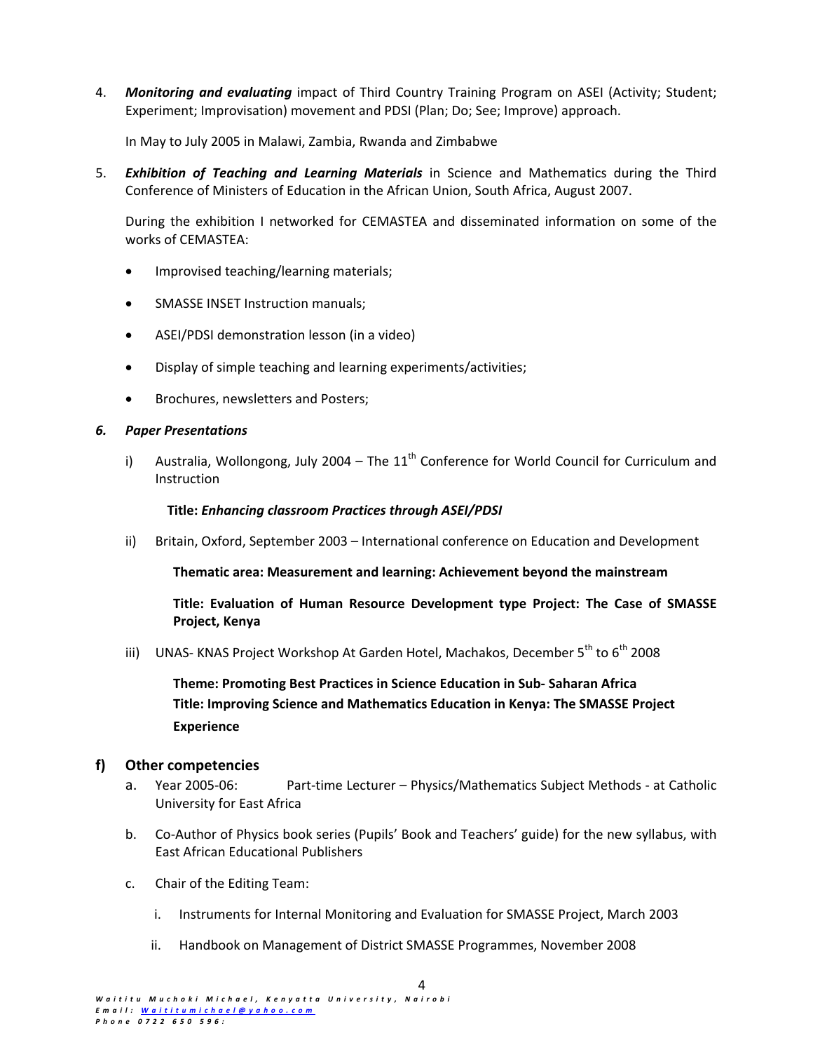4. ***Monitoring and evaluating*** impact of Third Country Training Program on ASEI (Activity; Student; Experiment; Improvisation) movement and PDSI (Plan; Do; See; Improve) approach.

   In May to July 2005 in Malawi, Zambia, Rwanda and Zimbabwe

5. ***Exhibition of Teaching and Learning Materials*** in Science and Mathematics during the Third Conference of Ministers of Education in the African Union, South Africa, August 2007.

   During the exhibition I networked for CEMASTEA and disseminated information on some of the works of CEMASTEA:

   - Improvised teaching/learning materials;
   - SMASSE INSET Instruction manuals;
   - ASEI/PDSI demonstration lesson (in a video)
   - Display of simple teaching and learning experiments/activities;
   - Brochures, newsletters and Posters;

***6. Paper Presentations***

i) Australia, Wollongong, July 2004 – The 11th Conference for World Council for Curriculum and Instruction

   **Title:** ***Enhancing classroom Practices through ASEI/PDSI***

ii) Britain, Oxford, September 2003 – International conference on Education and Development

   **Thematic area: Measurement and learning: Achievement beyond the mainstream**

   **Title: Evaluation of Human Resource Development type Project: The Case of SMASSE Project, Kenya**

iii) UNAS- KNAS Project Workshop At Garden Hotel, Machakos, December 5th to 6th 2008

   **Theme: Promoting Best Practices in Science Education in Sub- Saharan Africa**
   **Title: Improving Science and Mathematics Education in Kenya: The SMASSE Project Experience**

## f) Other competencies

a. Year 2005-06: Part-time Lecturer – Physics/Mathematics Subject Methods - at Catholic University for East Africa

b. Co-Author of Physics book series (Pupils' Book and Teachers' guide) for the new syllabus, with East African Educational Publishers

c. Chair of the Editing Team:

   i. Instruments for Internal Monitoring and Evaluation for SMASSE Project, March 2003

   ii. Handbook on Management of District SMASSE Programmes, November 2008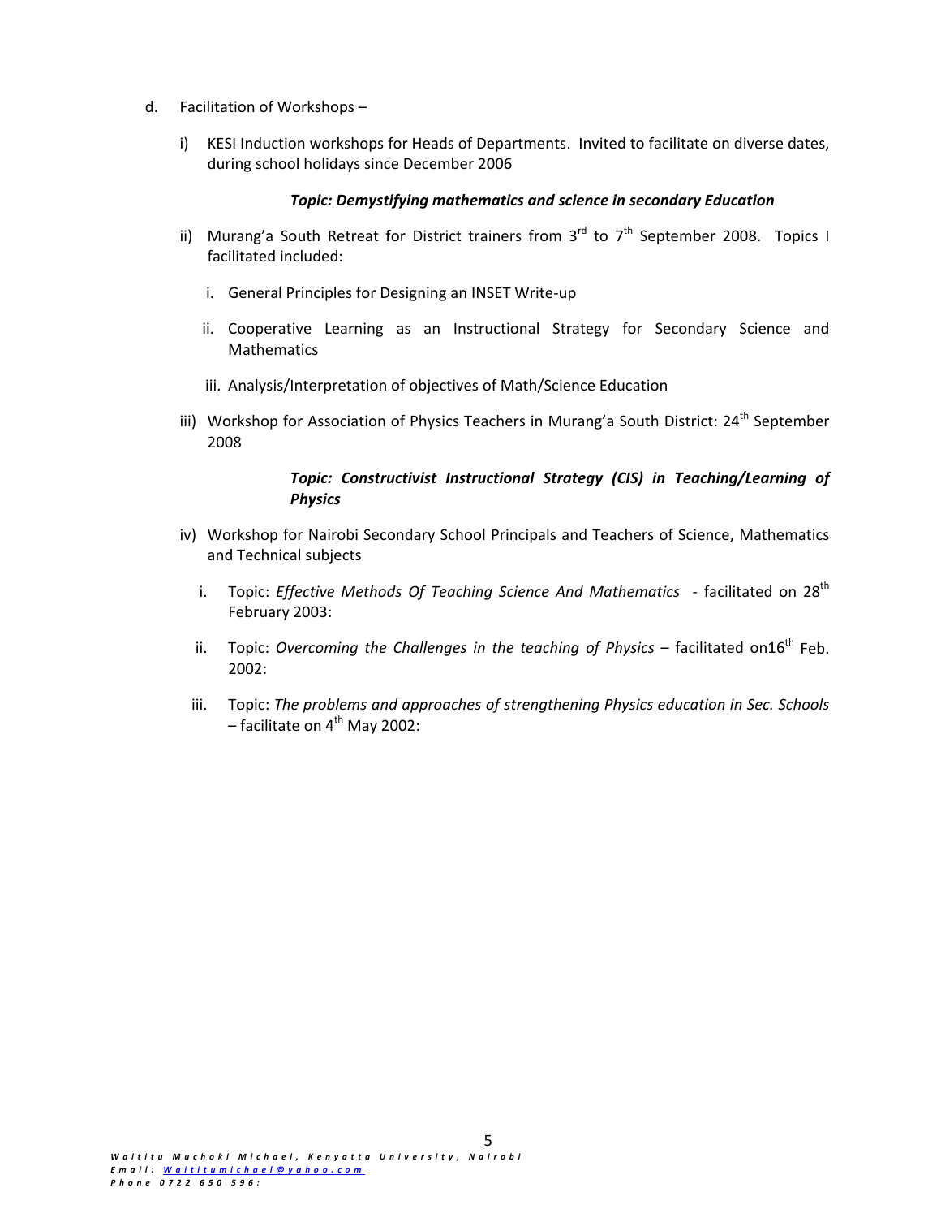d. Facilitation of Workshops –

   i) KESI Induction workshops for Heads of Departments. Invited to facilitate on diverse dates, during school holidays since December 2006

      ***Topic: Demystifying mathematics and science in secondary Education***

   ii) Murang'a South Retreat for District trainers from 3rd to 7th September 2008. Topics I facilitated included:

      i. General Principles for Designing an INSET Write-up

      ii. Cooperative Learning as an Instructional Strategy for Secondary Science and Mathematics

      iii. Analysis/Interpretation of objectives of Math/Science Education

   iii) Workshop for Association of Physics Teachers in Murang'a South District: 24th September 2008

      ***Topic: Constructivist Instructional Strategy (CIS) in Teaching/Learning of Physics***

   iv) Workshop for Nairobi Secondary School Principals and Teachers of Science, Mathematics and Technical subjects

      i. Topic: *Effective Methods Of Teaching Science And Mathematics* - facilitated on 28th February 2003:

      ii. Topic: *Overcoming the Challenges in the teaching of Physics* – facilitated on16th Feb. 2002:

      iii. Topic: *The problems and approaches of strengthening Physics education in Sec. Schools* – facilitate on 4th May 2002: